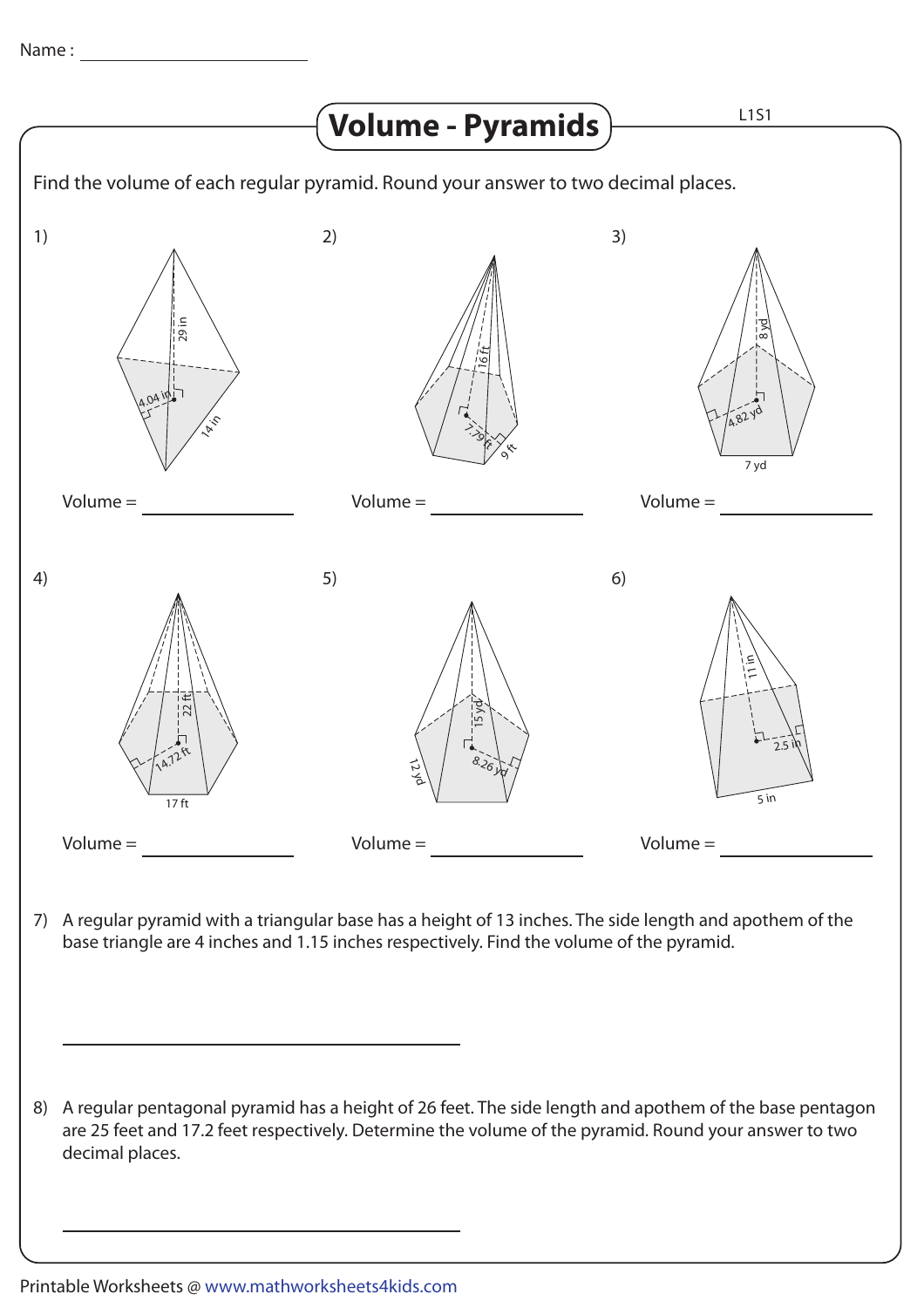Name : \_\_\_\_\_\_\_\_\_\_\_\_\_\_\_\_\_\_\_\_

# Volume - Pyramids

L1S1

Find the volume of each regular pyramid. Round your answer to two decimal places.

1) 29 in, 4.04 in, 14 in

Volume = \_\_\_\_\_\_\_\_\_\_\_\_\_\_\_\_

2) 16 ft, 7.79 ft, 9 ft

Volume = \_\_\_\_\_\_\_\_\_\_\_\_\_\_\_\_

3) 8 yd, 4.82 yd, 7 yd

Volume = \_\_\_\_\_\_\_\_\_\_\_\_\_\_\_\_

4) 22 ft, 14.72 ft, 17 ft

Volume = \_\_\_\_\_\_\_\_\_\_\_\_\_\_\_\_

5) 15 yd, 8.26 yd, 12 yd

Volume = \_\_\_\_\_\_\_\_\_\_\_\_\_\_\_\_

6) 11 in, 2.5 in, 5 in

Volume = \_\_\_\_\_\_\_\_\_\_\_\_\_\_\_\_

7) A regular pyramid with a triangular base has a height of 13 inches. The side length and apothem of the base triangle are 4 inches and 1.15 inches respectively. Find the volume of the pyramid.

\_\_\_\_\_\_\_\_\_\_\_\_\_\_\_\_\_\_\_\_\_\_\_\_\_\_\_\_\_\_\_\_

8) A regular pentagonal pyramid has a height of 26 feet. The side length and apothem of the base pentagon are 25 feet and 17.2 feet respectively. Determine the volume of the pyramid. Round your answer to two decimal places.

\_\_\_\_\_\_\_\_\_\_\_\_\_\_\_\_\_\_\_\_\_\_\_\_\_\_\_\_\_\_\_\_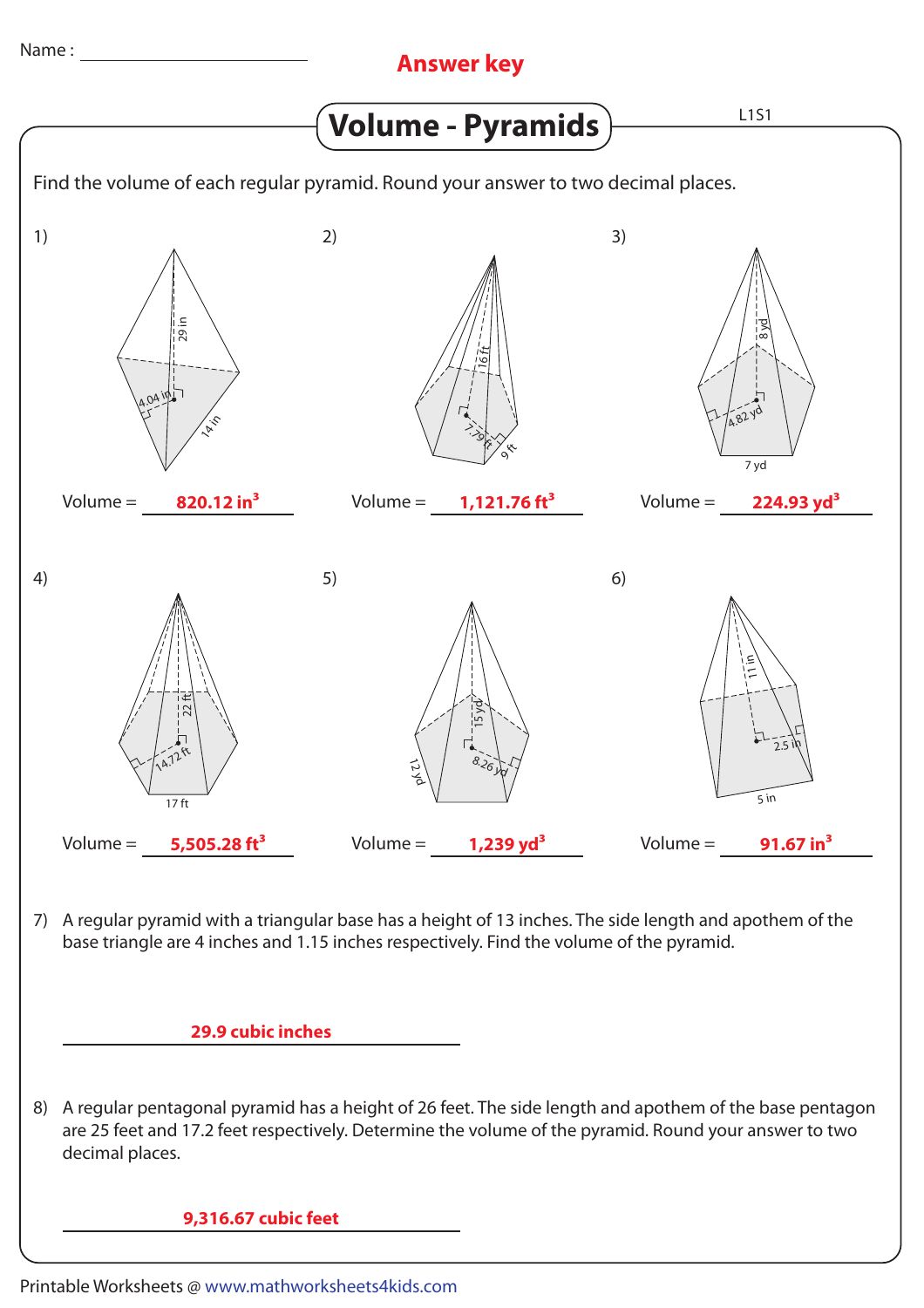Name : ____________________

**Answer key**

# Volume - Pyramids

L1S1

Find the volume of each regular pyramid. Round your answer to two decimal places.

1)

29 in

4.04 in

14 in

Volume = **820.12 $in^3$**

2)

16 ft

7.79 ft

9 ft

Volume = **1,121.76 $ft^3$**

3)

8 yd

4.82 yd

7 yd

Volume = **224.93 $yd^3$**

4)

22 ft

14.72 ft

17 ft

Volume = **5,505.28 $ft^3$**

5)

15 yd

8.26 yd

12 yd

Volume = **1,239 $yd^3$**

6)

11 in

2.5 in

5 in

Volume = **91.67 $in^3$**

7) A regular pyramid with a triangular base has a height of 13 inches. The side length and apothem of the base triangle are 4 inches and 1.15 inches respectively. Find the volume of the pyramid.

**29.9 cubic inches**

8) A regular pentagonal pyramid has a height of 26 feet. The side length and apothem of the base pentagon are 25 feet and 17.2 feet respectively. Determine the volume of the pyramid. Round your answer to two decimal places.

**9,316.67 cubic feet**

Printable Worksheets @ www.mathworksheets4kids.com